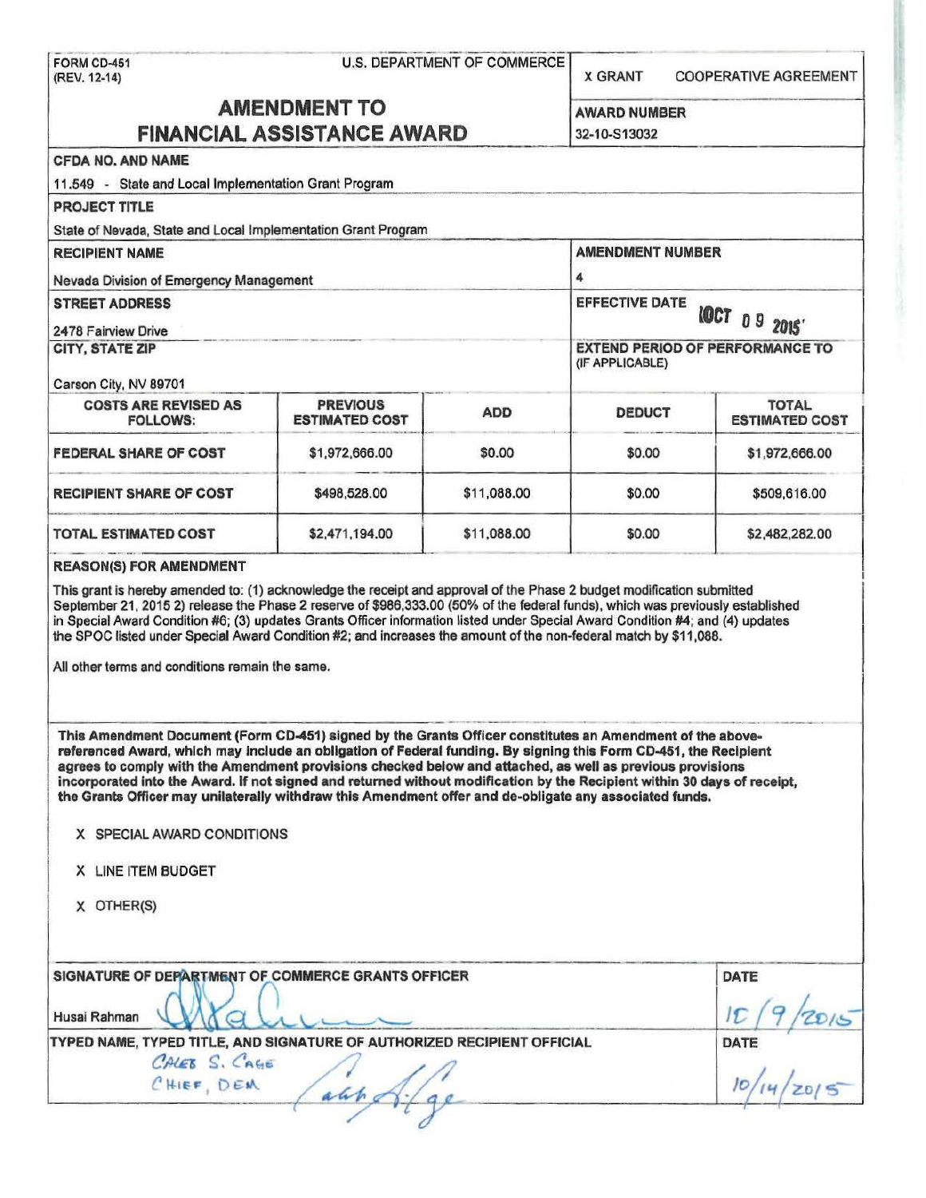FORM CD-451
(REV. 12-14)

U.S. DEPARTMENT OF COMMERCE

X GRANT COOPERATIVE AGREEMENT

# AMENDMENT TO FINANCIAL ASSISTANCE AWARD

**AWARD NUMBER**
32-10-S13032

**CFDA NO. AND NAME**
11.549 - State and Local Implementation Grant Program

**PROJECT TITLE**
State of Nevada, State and Local Implementation Grant Program

**RECIPIENT NAME**
Nevada Division of Emergency Management

**AMENDMENT NUMBER**
4

**STREET ADDRESS**
2478 Fairview Drive

**EFFECTIVE DATE**
OCT 09 2015

**CITY, STATE ZIP**
Carson City, NV 89701

**EXTEND PERIOD OF PERFORMANCE TO (IF APPLICABLE)**

| COSTS ARE REVISED AS FOLLOWS: | PREVIOUS ESTIMATED COST | ADD | DEDUCT | TOTAL ESTIMATED COST |
|---|---|---|---|---|
| FEDERAL SHARE OF COST | $1,972,666.00 | $0.00 | $0.00 | $1,972,666.00 |
| RECIPIENT SHARE OF COST | $498,528.00 | $11,088.00 | $0.00 | $509,616.00 |
| TOTAL ESTIMATED COST | $2,471,194.00 | $11,088.00 | $0.00 | $2,482,282.00 |

**REASON(S) FOR AMENDMENT**

This grant is hereby amended to: (1) acknowledge the receipt and approval of the Phase 2 budget modification submitted September 21, 2015 2) release the Phase 2 reserve of $986,333.00 (50% of the federal funds), which was previously established in Special Award Condition #6; (3) updates Grants Officer information listed under Special Award Condition #4; and (4) updates the SPOC listed under Special Award Condition #2; and increases the amount of the non-federal match by $11,088.

All other terms and conditions remain the same.

**This Amendment Document (Form CD-451) signed by the Grants Officer constitutes an Amendment of the above-referenced Award, which may include an obligation of Federal funding. By signing this Form CD-451, the Recipient agrees to comply with the Amendment provisions checked below and attached, as well as previous provisions incorporated into the Award. If not signed and returned without modification by the Recipient within 30 days of receipt, the Grants Officer may unilaterally withdraw this Amendment offer and de-obligate any associated funds.**

X SPECIAL AWARD CONDITIONS

X LINE ITEM BUDGET

X OTHER(S)

**SIGNATURE OF DEPARTMENT OF COMMERCE GRANTS OFFICER**
Husai Rahman

**DATE**
10/9/2015

**TYPED NAME, TYPED TITLE, AND SIGNATURE OF AUTHORIZED RECIPIENT OFFICIAL**
CALEB S. CAGE
CHIEF, DEM

**DATE**
10/14/2015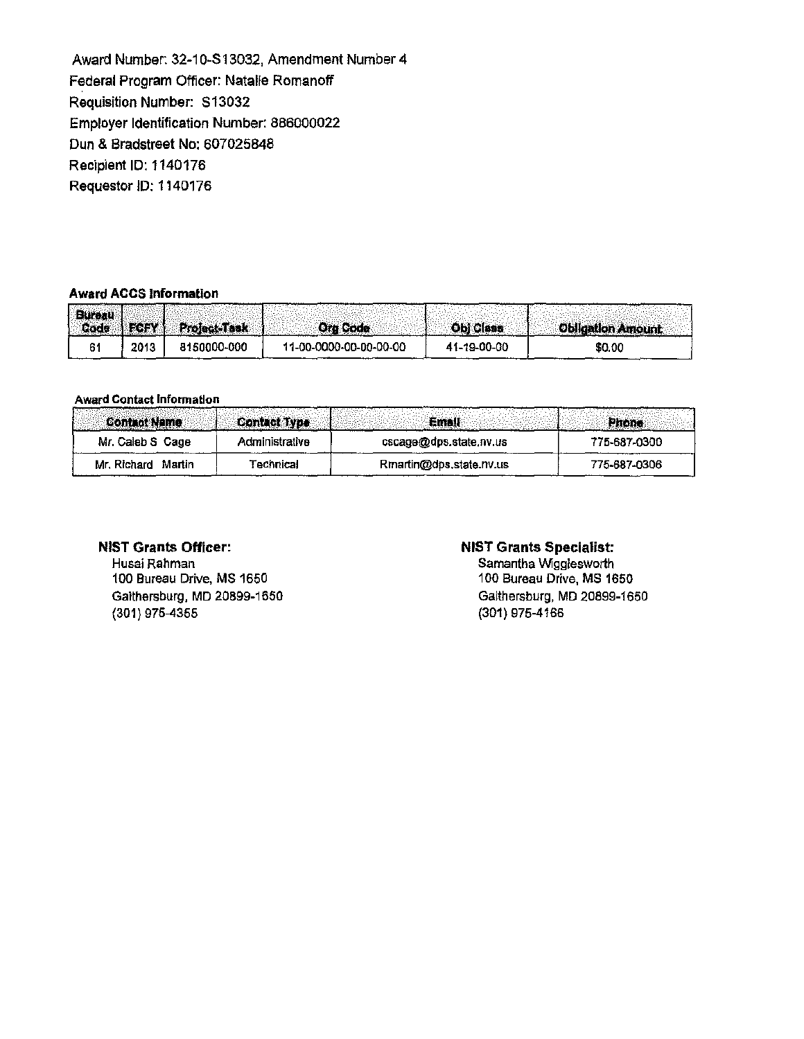Award Number: 32-10-S13032, Amendment Number 4
Federal Program Officer: Natalie Romanoff
Requisition Number: S13032
Employer Identification Number: 886000022
Dun & Bradstreet No: 607025848
Recipient ID: 1140176
Requestor ID: 1140176

**Award ACCS Information**

| Bureau Code | FCFY | Project-Task | Org Code | Obj Class | Obligation Amount |
|---|---|---|---|---|---|
| 61 | 2013 | 8150000-000 | 11-00-0000-00-00-00-00 | 41-19-00-00 | $0.00 |

**Award Contact Information**

| Contact Name | Contact Type | Email | Phone |
|---|---|---|---|
| Mr. Caleb S Cage | Administrative | cscage@dps.state.nv.us | 775-687-0300 |
| Mr. Richard Martin | Technical | Rmartin@dps.state.nv.us | 775-687-0306 |

**NIST Grants Officer:**
Husai Rahman
100 Bureau Drive, MS 1650
Gaithersburg, MD 20899-1650
(301) 975-4355

**NIST Grants Specialist:**
Samantha Wigglesworth
100 Bureau Drive, MS 1650
Gaithersburg, MD 20899-1650
(301) 975-4166